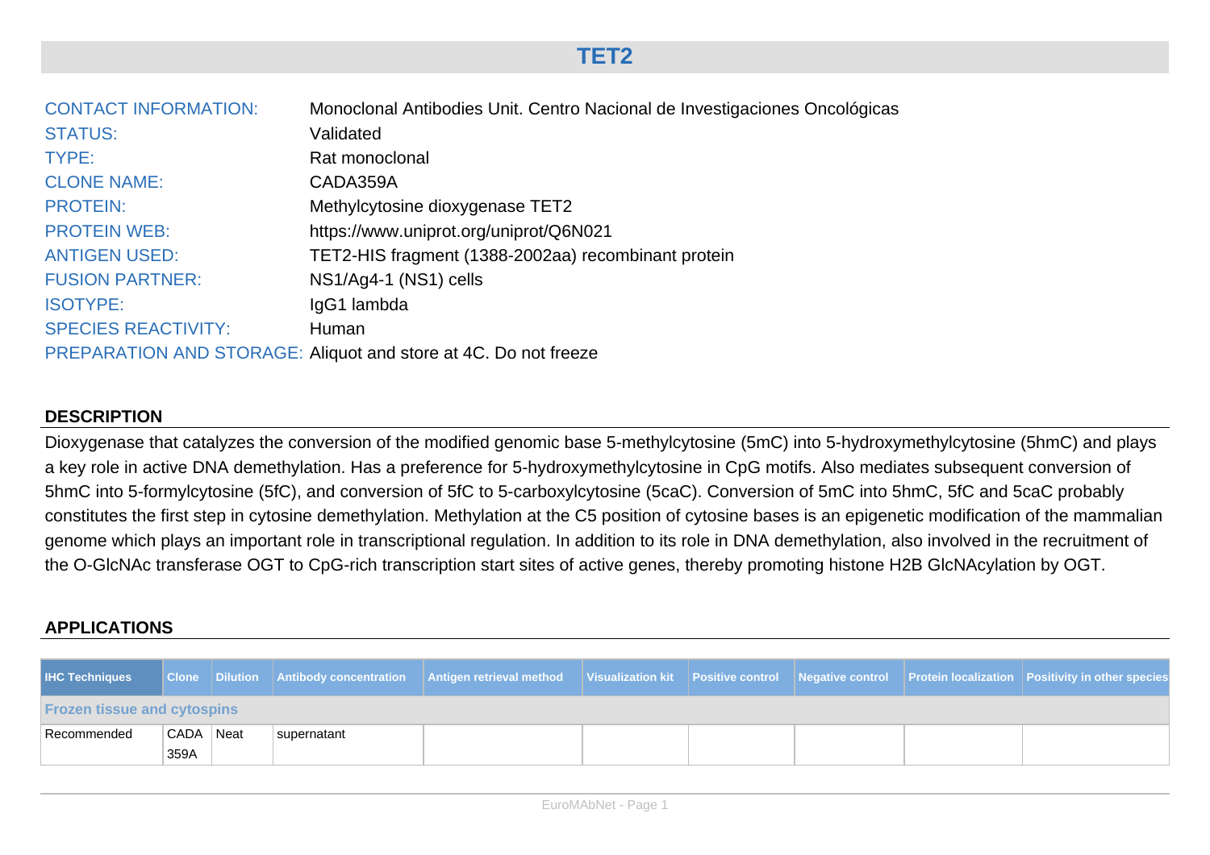# TET2

CONTACT INFORMATION: Monoclonal Antibodies Unit. Centro Nacional de Investigaciones Oncológicas

STATUS: Validated

TYPE: Rat monoclonal

CLONE NAME: CADA359A

PROTEIN: Methylcytosine dioxygenase TET2

PROTEIN WEB: https://www.uniprot.org/uniprot/Q6N021

ANTIGEN USED: TET2-HIS fragment (1388-2002aa) recombinant protein

FUSION PARTNER: NS1/Ag4-1 (NS1) cells

ISOTYPE: IgG1 lambda

SPECIES REACTIVITY: Human

PREPARATION AND STORAGE: Aliquot and store at 4C. Do not freeze

## DESCRIPTION

Dioxygenase that catalyzes the conversion of the modified genomic base 5-methylcytosine (5mC) into 5-hydroxymethylcytosine (5hmC) and plays a key role in active DNA demethylation. Has a preference for 5-hydroxymethylcytosine in CpG motifs. Also mediates subsequent conversion of 5hmC into 5-formylcytosine (5fC), and conversion of 5fC to 5-carboxylcytosine (5caC). Conversion of 5mC into 5hmC, 5fC and 5caC probably constitutes the first step in cytosine demethylation. Methylation at the C5 position of cytosine bases is an epigenetic modification of the mammalian genome which plays an important role in transcriptional regulation. In addition to its role in DNA demethylation, also involved in the recruitment of the O-GlcNAc transferase OGT to CpG-rich transcription start sites of active genes, thereby promoting histone H2B GlcNAcylation by OGT.

## APPLICATIONS

| IHC Techniques | Clone | Dilution | Antibody concentration | Antigen retrieval method | Visualization kit | Positive control | Negative control | Protein localization | Positivity in other species |
|---|---|---|---|---|---|---|---|---|---|
| **Frozen tissue and cytospins** | | | | | | | | | |
| Recommended | CADA 359A | Neat | supernatant | | | | | | |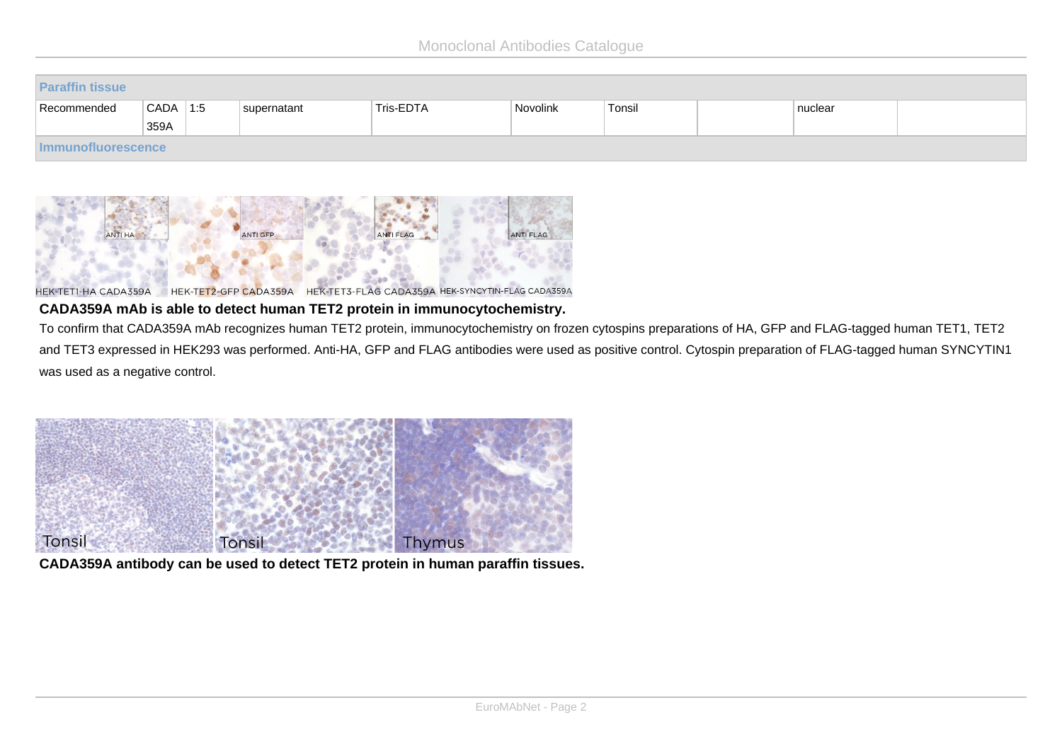| Paraffin tissue | | | | | | | | | |
|---|---|---|---|---|---|---|---|---|---|
| Recommended | CADA 359A | 1:5 | supernatant | Tris-EDTA | Novolink | Tonsil | | nuclear | |
| **Immunofluorescence** | | | | | | | | | |

HEK-TET1-HA CADA359A HEK-TET2-GFP CADA359A HEK-TET3-FLAG CADA359A HEK-SYNCYTIN-FLAG CADA359A

**CADA359A mAb is able to detect human TET2 protein in immunocytochemistry.**

To confirm that CADA359A mAb recognizes human TET2 protein, immunocytochemistry on frozen cytospins preparations of HA, GFP and FLAG-tagged human TET1, TET2 and TET3 expressed in HEK293 was performed. Anti-HA, GFP and FLAG antibodies were used as positive control. Cytospin preparation of FLAG-tagged human SYNCYTIN1 was used as a negative control.

**CADA359A antibody can be used to detect TET2 protein in human paraffin tissues.**